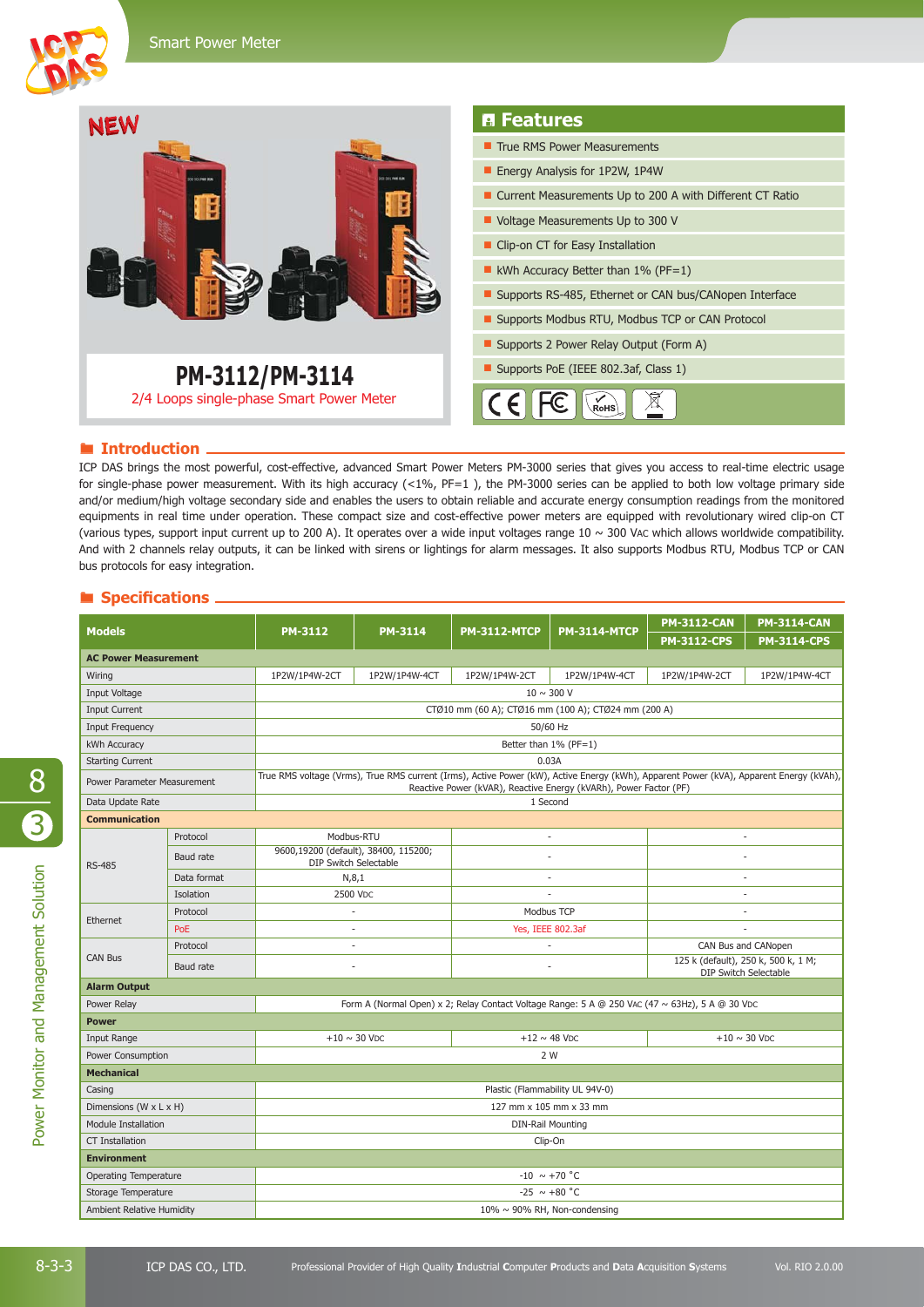# PM-3112/PM-3114

2/4 Loops single-phase Smart Power Meter

NEW

## Features

- True RMS Power Measurements
- Energy Analysis for 1P2W, 1P4W
- Current Measurements Up to 200 A with Different CT Ratio
- Voltage Measurements Up to 300 V
- Clip-on CT for Easy Installation
- kWh Accuracy Better than 1% (PF=1)
- Supports RS-485, Ethernet or CAN bus/CANopen Interface
- Supports Modbus RTU, Modbus TCP or CAN Protocol
- Supports 2 Power Relay Output (Form A)
- Supports PoE (IEEE 802.3af, Class 1)

## Introduction

ICP DAS brings the most powerful, cost-effective, advanced Smart Power Meters PM-3000 series that gives you access to real-time electric usage for single-phase power measurement. With its high accuracy (<1%, PF=1 ), the PM-3000 series can be applied to both low voltage primary side and/or medium/high voltage secondary side and enables the users to obtain reliable and accurate energy consumption readings from the monitored equipments in real time under operation. These compact size and cost-effective power meters are equipped with revolutionary wired clip-on CT (various types, support input current up to 200 A). It operates over a wide input voltages range 10 ~ 300 VAC which allows worldwide compatibility. And with 2 channels relay outputs, it can be linked with sirens or lightings for alarm messages. It also supports Modbus RTU, Modbus TCP or CAN bus protocols for easy integration.

## Specifications

| Models | | PM-3112 | PM-3114 | PM-3112-MTCP | PM-3114-MTCP | PM-3112-CAN / PM-3112-CPS | PM-3114-CAN / PM-3114-CPS |
|---|---|---|---|---|---|---|---|
| **AC Power Measurement** | | | | | | | |
| Wiring | | 1P2W/1P4W-2CT | 1P2W/1P4W-4CT | 1P2W/1P4W-2CT | 1P2W/1P4W-4CT | 1P2W/1P4W-2CT | 1P2W/1P4W-4CT |
| Input Voltage | | 10 ~ 300 V | | | | | |
| Input Current | | CTØ10 mm (60 A); CTØ16 mm (100 A); CTØ24 mm (200 A) | | | | | |
| Input Frequency | | 50/60 Hz | | | | | |
| kWh Accuracy | | Better than 1% (PF=1) | | | | | |
| Starting Current | | 0.03A | | | | | |
| Power Parameter Measurement | | True RMS voltage (Vrms), True RMS current (Irms), Active Power (kW), Active Energy (kWh), Apparent Power (kVA), Apparent Energy (kVAh), Reactive Power (kVAR), Reactive Energy (kVARh), Power Factor (PF) | | | | | |
| Data Update Rate | | 1 Second | | | | | |
| **Communication** | | | | | | | |
| RS-485 | Protocol | Modbus-RTU | | - | | - | |
| | Baud rate | 9600,19200 (default), 38400, 115200; DIP Switch Selectable | | - | | - | |
| | Data format | N,8,1 | | - | | - | |
| | Isolation | 2500 VDC | | - | | - | |
| Ethernet | Protocol | - | | Modbus TCP | | - | |
| | PoE | - | | Yes, IEEE 802.3af | | - | |
| CAN Bus | Protocol | - | | - | | CAN Bus and CANopen | |
| | Baud rate | - | | - | | 125 k (default), 250 k, 500 k, 1 M; DIP Switch Selectable | |
| **Alarm Output** | | | | | | | |
| Power Relay | | Form A (Normal Open) x 2; Relay Contact Voltage Range: 5 A @ 250 VAC (47 ~ 63Hz), 5 A @ 30 VDC | | | | | |
| **Power** | | | | | | | |
| Input Range | | +10 ~ 30 VDC | | +12 ~ 48 VDC | | +10 ~ 30 VDC | |
| Power Consumption | | 2 W | | | | | |
| **Mechanical** | | | | | | | |
| Casing | | Plastic (Flammability UL 94V-0) | | | | | |
| Dimensions (W x L x H) | | 127 mm x 105 mm x 33 mm | | | | | |
| Module Installation | | DIN-Rail Mounting | | | | | |
| CT Installation | | Clip-On | | | | | |
| **Environment** | | | | | | | |
| Operating Temperature | | -10 ~ +70 °C | | | | | |
| Storage Temperature | | -25 ~ +80 °C | | | | | |
| Ambient Relative Humidity | | 10% ~ 90% RH, Non-condensing | | | | | |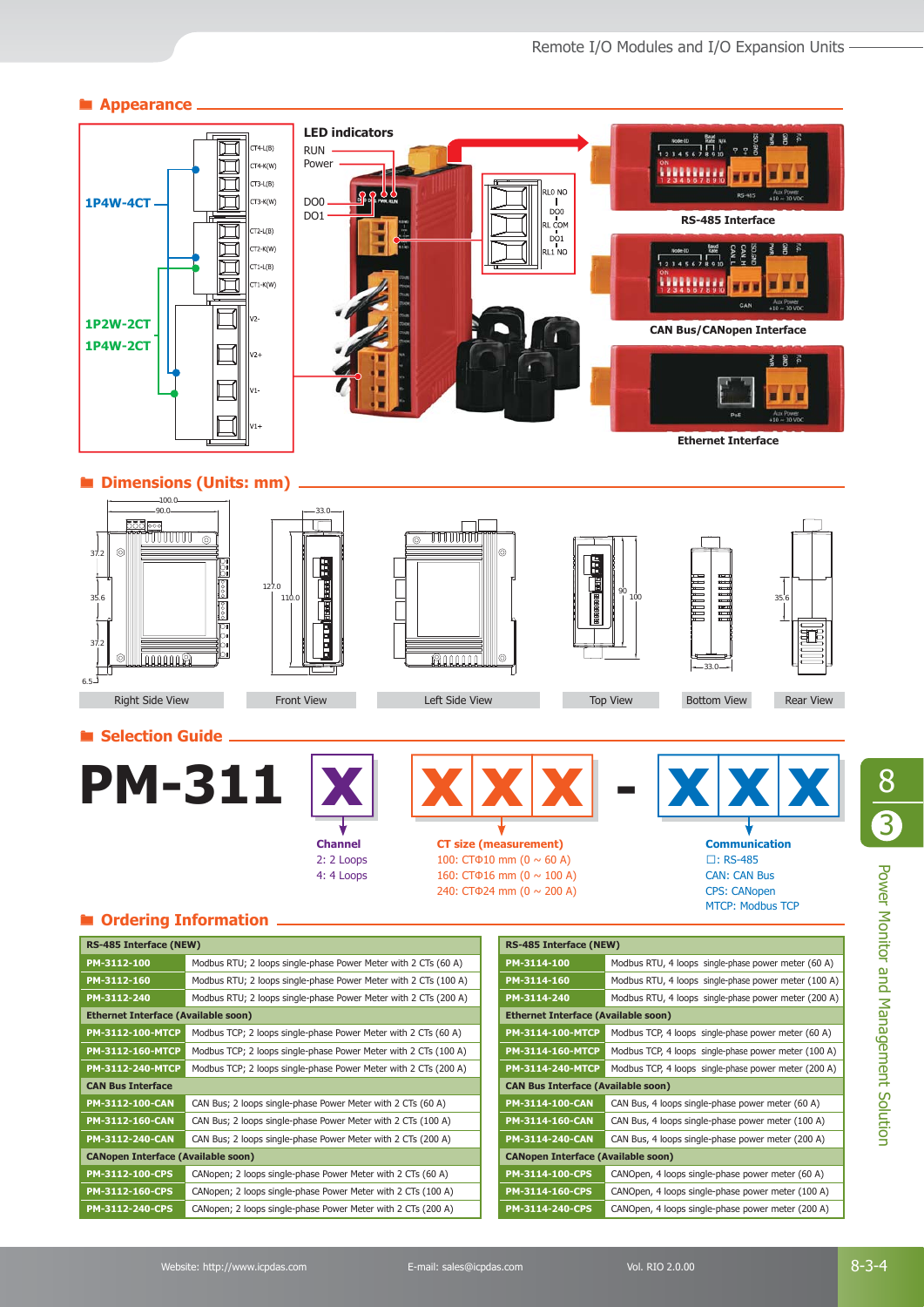## Appearance

LED indicators
RUN
Power
DO0
DO1

1P4W-4CT
1P2W-2CT
1P4W-2CT

RS-485 Interface

CAN Bus/CANopen Interface

Ethernet Interface

## Dimensions (Units: mm)

Right Side View | Front View | Left Side View | Top View | Bottom View | Rear View

## Selection Guide

**PM-311** X XXX - XXX

**Channel**
2: 2 Loops
4: 4 Loops

**CT size (measurement)**
100: CTΦ10 mm (0 ~ 60 A)
160: CTΦ16 mm (0 ~ 100 A)
240: CTΦ24 mm (0 ~ 200 A)

**Communication**
□: RS-485
CAN: CAN Bus
CPS: CANopen
MTCP: Modbus TCP

## Ordering Information

| RS-485 Interface (NEW) | |
|---|---|
| PM-3112-100 | Modbus RTU; 2 loops single-phase Power Meter with 2 CTs (60 A) |
| PM-3112-160 | Modbus RTU; 2 loops single-phase Power Meter with 2 CTs (100 A) |
| PM-3112-240 | Modbus RTU; 2 loops single-phase Power Meter with 2 CTs (200 A) |
| **Ethernet Interface (Available soon)** | |
| PM-3112-100-MTCP | Modbus TCP; 2 loops single-phase Power Meter with 2 CTs (60 A) |
| PM-3112-160-MTCP | Modbus TCP; 2 loops single-phase Power Meter with 2 CTs (100 A) |
| PM-3112-240-MTCP | Modbus TCP; 2 loops single-phase Power Meter with 2 CTs (200 A) |
| **CAN Bus Interface** | |
| PM-3112-100-CAN | CAN Bus; 2 loops single-phase Power Meter with 2 CTs (60 A) |
| PM-3112-160-CAN | CAN Bus; 2 loops single-phase Power Meter with 2 CTs (100 A) |
| PM-3112-240-CAN | CAN Bus; 2 loops single-phase Power Meter with 2 CTs (200 A) |
| **CANopen Interface (Available soon)** | |
| PM-3112-100-CPS | CANopen; 2 loops single-phase Power Meter with 2 CTs (60 A) |
| PM-3112-160-CPS | CANopen; 2 loops single-phase Power Meter with 2 CTs (100 A) |
| PM-3112-240-CPS | CANopen; 2 loops single-phase Power Meter with 2 CTs (200 A) |

| RS-485 Interface (NEW) | |
|---|---|
| PM-3114-100 | Modbus RTU, 4 loops single-phase power meter (60 A) |
| PM-3114-160 | Modbus RTU, 4 loops single-phase power meter (100 A) |
| PM-3114-240 | Modbus RTU, 4 loops single-phase power meter (200 A) |
| **Ethernet Interface (Available soon)** | |
| PM-3114-100-MTCP | Modbus TCP, 4 loops single-phase power meter (60 A) |
| PM-3114-160-MTCP | Modbus TCP, 4 loops single-phase power meter (100 A) |
| PM-3114-240-MTCP | Modbus TCP, 4 loops single-phase power meter (200 A) |
| **CAN Bus Interface (Available soon)** | |
| PM-3114-100-CAN | CAN Bus, 4 loops single-phase power meter (60 A) |
| PM-3114-160-CAN | CAN Bus, 4 loops single-phase power meter (100 A) |
| PM-3114-240-CAN | CAN Bus, 4 loops single-phase power meter (200 A) |
| **CANopen Interface (Available soon)** | |
| PM-3114-100-CPS | CANopen, 4 loops single-phase power meter (60 A) |
| PM-3114-160-CPS | CANopen, 4 loops single-phase power meter (100 A) |
| PM-3114-240-CPS | CANopen, 4 loops single-phase power meter (200 A) |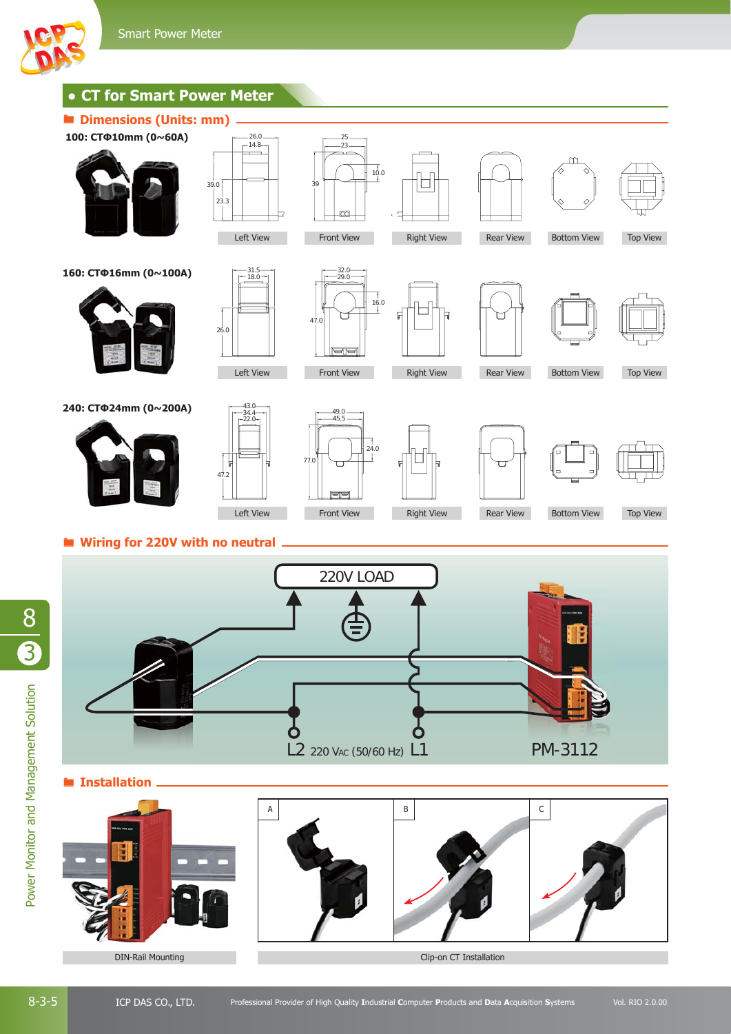## CT for Smart Power Meter

### Dimensions (Units: mm)

**100: CTΦ10mm (0~60A)**

26.0
14.8
39.0
23.3
25
23
10.0
39

Left View | Front View | Right View | Rear View | Bottom View | Top View

**160: CTΦ16mm (0~100A)**

31.5
18.0
26.0
32.0
29.0
16.0
47.0

Left View | Front View | Right View | Rear View | Bottom View | Top View

**240: CTΦ24mm (0~200A)**

43.0
34.4
22.0
47.2
49.0
45.5
24.0
77.0

Left View | Front View | Right View | Rear View | Bottom View | Top View

### Wiring for 220V with no neutral

220V LOAD

L2 220 VAC (50/60 Hz) L1

PM-3112

### Installation

DIN-Rail Mounting

A B C

Clip-on CT Installation